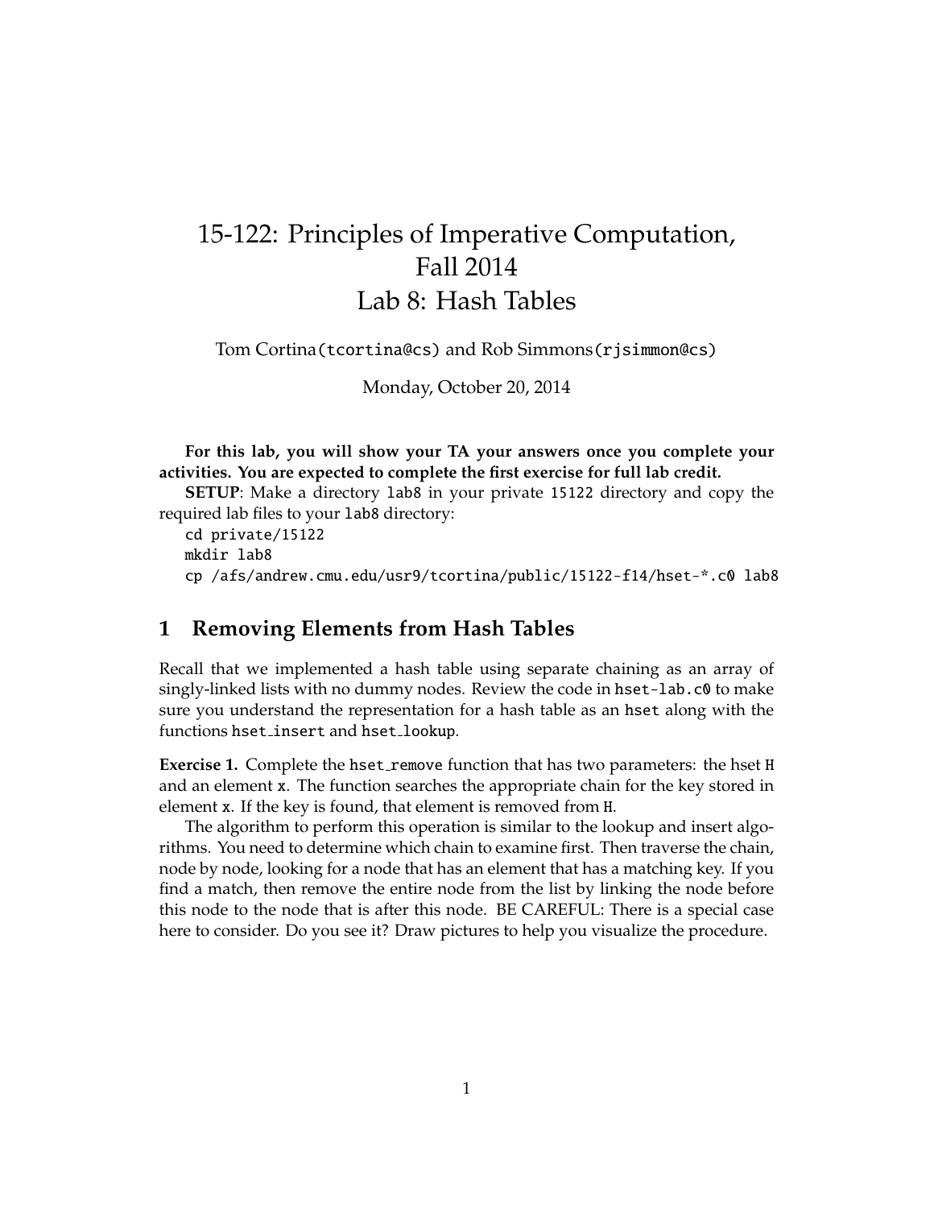# 15-122: Principles of Imperative Computation, Fall 2014
# Lab 8: Hash Tables

Tom Cortina(`tcortina@cs`) and Rob Simmons(`rjsimmon@cs`)

Monday, October 20, 2014

**For this lab, you will show your TA your answers once you complete your activities. You are expected to complete the first exercise for full lab credit.**

**SETUP**: Make a directory `lab8` in your private `15122` directory and copy the required lab files to your `lab8` directory:

```
cd private/15122
mkdir lab8
cp /afs/andrew.cmu.edu/usr9/tcortina/public/15122-f14/hset-*.c0 lab8
```

## 1 Removing Elements from Hash Tables

Recall that we implemented a hash table using separate chaining as an array of singly-linked lists with no dummy nodes. Review the code in `hset-lab.c0` to make sure you understand the representation for a hash table as an `hset` along with the functions `hset_insert` and `hset_lookup`.

**Exercise 1.** Complete the `hset_remove` function that has two parameters: the hset `H` and an element `x`. The function searches the appropriate chain for the key stored in element `x`. If the key is found, that element is removed from `H`.

The algorithm to perform this operation is similar to the lookup and insert algorithms. You need to determine which chain to examine first. Then traverse the chain, node by node, looking for a node that has an element that has a matching key. If you find a match, then remove the entire node from the list by linking the node before this node to the node that is after this node. BE CAREFUL: There is a special case here to consider. Do you see it? Draw pictures to help you visualize the procedure.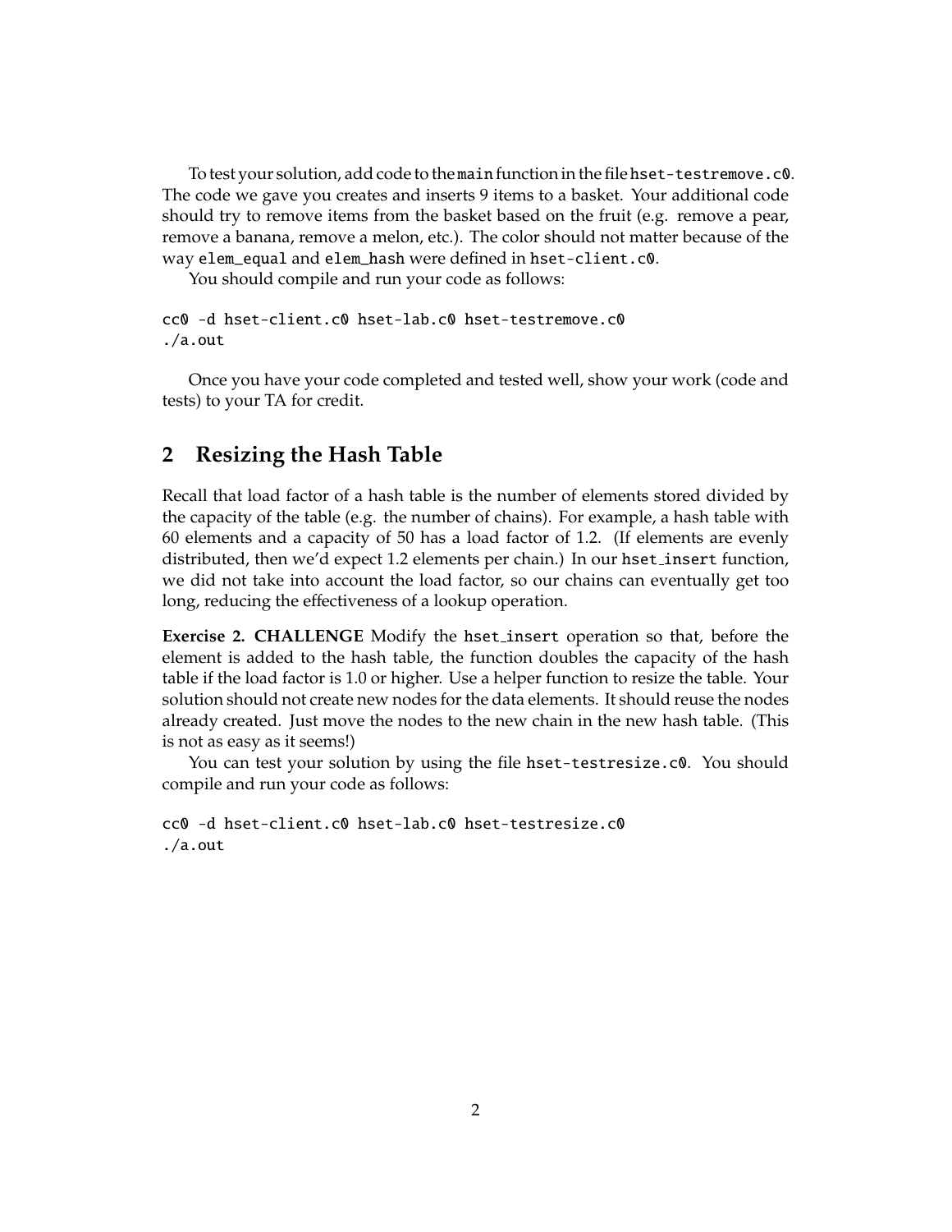To test your solution, add code to the `main` function in the file `hset-testremove.c0`. The code we gave you creates and inserts 9 items to a basket. Your additional code should try to remove items from the basket based on the fruit (e.g. remove a pear, remove a banana, remove a melon, etc.). The color should not matter because of the way `elem_equal` and `elem_hash` were defined in `hset-client.c0`.

You should compile and run your code as follows:

```
cc0 -d hset-client.c0 hset-lab.c0 hset-testremove.c0
./a.out
```

Once you have your code completed and tested well, show your work (code and tests) to your TA for credit.

## 2 Resizing the Hash Table

Recall that load factor of a hash table is the number of elements stored divided by the capacity of the table (e.g. the number of chains). For example, a hash table with 60 elements and a capacity of 50 has a load factor of 1.2. (If elements are evenly distributed, then we'd expect 1.2 elements per chain.) In our `hset_insert` function, we did not take into account the load factor, so our chains can eventually get too long, reducing the effectiveness of a lookup operation.

**Exercise 2. CHALLENGE** Modify the `hset_insert` operation so that, before the element is added to the hash table, the function doubles the capacity of the hash table if the load factor is 1.0 or higher. Use a helper function to resize the table. Your solution should not create new nodes for the data elements. It should reuse the nodes already created. Just move the nodes to the new chain in the new hash table. (This is not as easy as it seems!)

You can test your solution by using the file `hset-testresize.c0`. You should compile and run your code as follows:

```
cc0 -d hset-client.c0 hset-lab.c0 hset-testresize.c0
./a.out
```